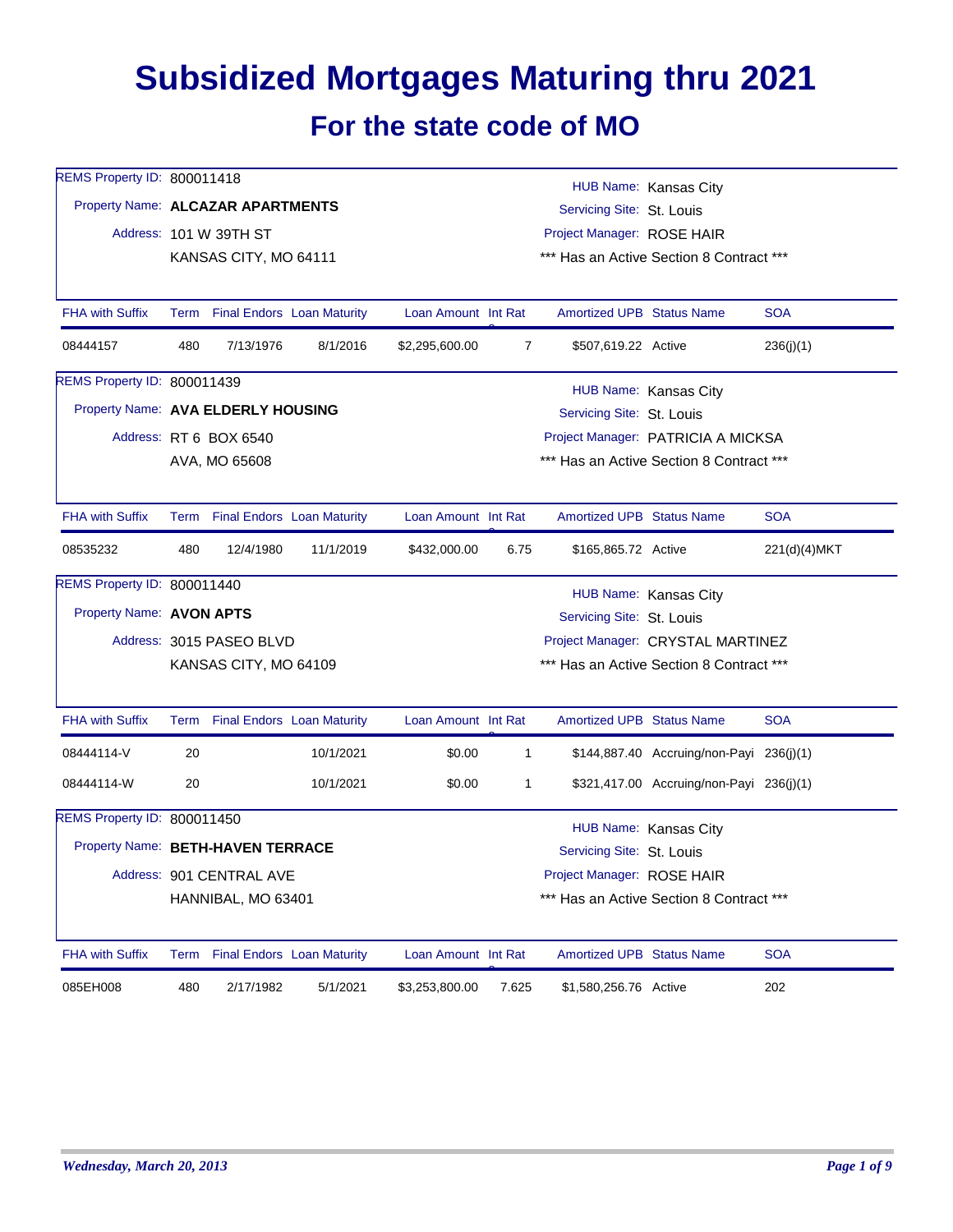# Subsidized Mortgages Maturing thru 2021

## For the state code of MO

REMS Property ID: 800011418
Property Name: **ALCAZAR APARTMENTS**
Address: 101 W 39TH ST
KANSAS CITY, MO 64111

HUB Name: Kansas City
Servicing Site: St. Louis
Project Manager: ROSE HAIR
*** Has an Active Section 8 Contract ***

| FHA with Suffix | Term | Final Endors | Loan Maturity | Loan Amount | Int Rate | Amortized UPB | Status Name | SOA |
|---|---|---|---|---|---|---|---|---|
| 08444157 | 480 | 7/13/1976 | 8/1/2016 | $2,295,600.00 | 7 | $507,619.22 | Active | 236(j)(1) |

REMS Property ID: 800011439
Property Name: **AVA ELDERLY HOUSING**
Address: RT 6 BOX 6540
AVA, MO 65608

HUB Name: Kansas City
Servicing Site: St. Louis
Project Manager: PATRICIA A MICKSA
*** Has an Active Section 8 Contract ***

| FHA with Suffix | Term | Final Endors | Loan Maturity | Loan Amount | Int Rate | Amortized UPB | Status Name | SOA |
|---|---|---|---|---|---|---|---|---|
| 08535232 | 480 | 12/4/1980 | 11/1/2019 | $432,000.00 | 6.75 | $165,865.72 | Active | 221(d)(4)MKT |

REMS Property ID: 800011440
Property Name: **AVON APTS**
Address: 3015 PASEO BLVD
KANSAS CITY, MO 64109

HUB Name: Kansas City
Servicing Site: St. Louis
Project Manager: CRYSTAL MARTINEZ
*** Has an Active Section 8 Contract ***

| FHA with Suffix | Term | Final Endors | Loan Maturity | Loan Amount | Int Rate | Amortized UPB | Status Name | SOA |
|---|---|---|---|---|---|---|---|---|
| 08444114-V | 20 | | 10/1/2021 | $0.00 | 1 | $144,887.40 | Accruing/non-Payi | 236(j)(1) |
| 08444114-W | 20 | | 10/1/2021 | $0.00 | 1 | $321,417.00 | Accruing/non-Payi | 236(j)(1) |

REMS Property ID: 800011450
Property Name: **BETH-HAVEN TERRACE**
Address: 901 CENTRAL AVE
HANNIBAL, MO 63401

HUB Name: Kansas City
Servicing Site: St. Louis
Project Manager: ROSE HAIR
*** Has an Active Section 8 Contract ***

| FHA with Suffix | Term | Final Endors | Loan Maturity | Loan Amount | Int Rate | Amortized UPB | Status Name | SOA |
|---|---|---|---|---|---|---|---|---|
| 085EH008 | 480 | 2/17/1982 | 5/1/2021 | $3,253,800.00 | 7.625 | $1,580,256.76 | Active | 202 |

*Wednesday, March 20, 2013*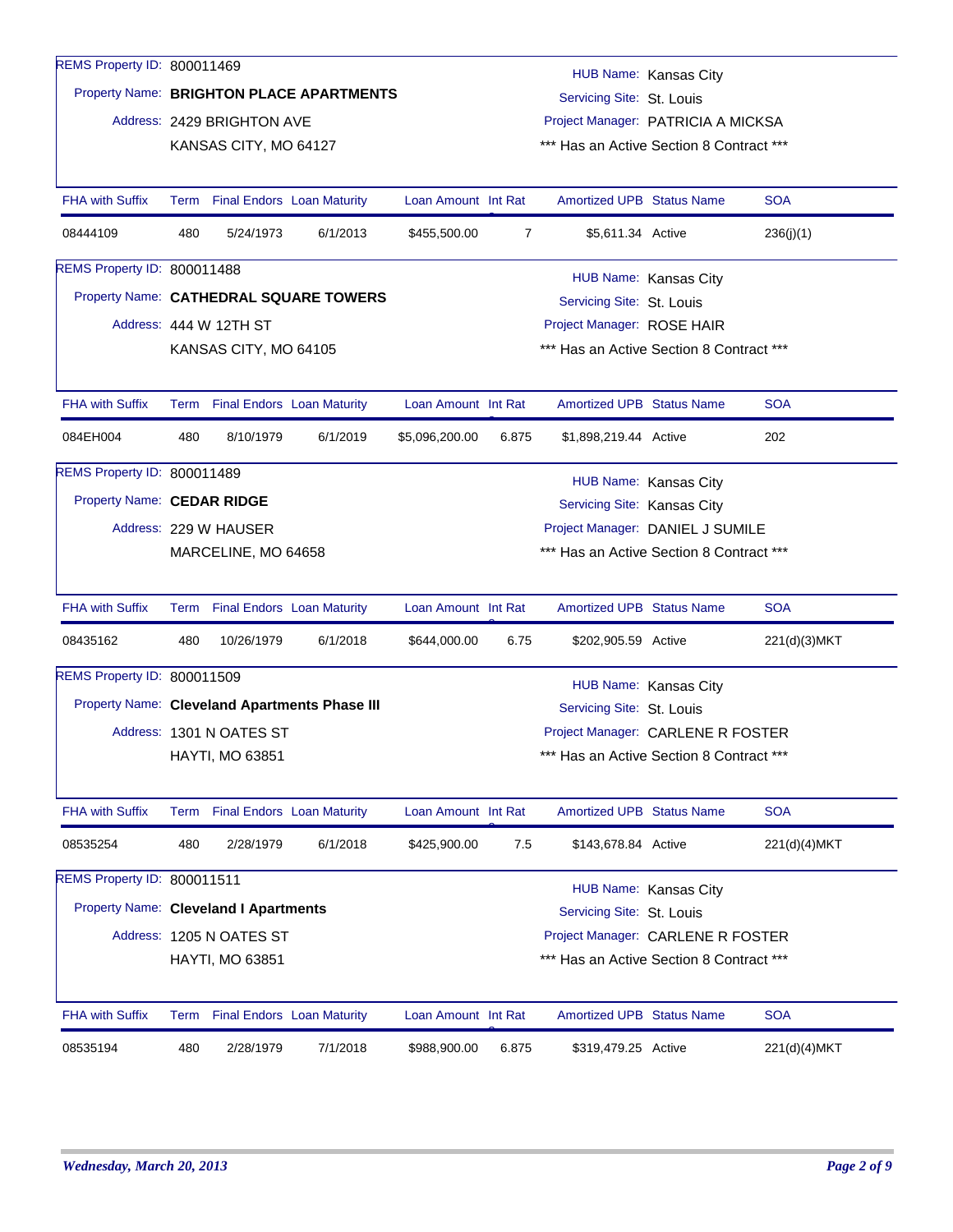REMS Property ID: 800011469

Property Name: **BRIGHTON PLACE APARTMENTS**

Address: 2429 BRIGHTON AVE
KANSAS CITY, MO 64127

HUB Name: Kansas City
Servicing Site: St. Louis
Project Manager: PATRICIA A MICKSA
*** Has an Active Section 8 Contract ***

| FHA with Suffix | Term | Final Endors | Loan Maturity | Loan Amount | Int Rat | Amortized UPB | Status Name | SOA |
|---|---|---|---|---|---|---|---|---|
| 08444109 | 480 | 5/24/1973 | 6/1/2013 | $455,500.00 | 7 | $5,611.34 | Active | 236(j)(1) |

REMS Property ID: 800011488

Property Name: **CATHEDRAL SQUARE TOWERS**

Address: 444 W 12TH ST
KANSAS CITY, MO 64105

HUB Name: Kansas City
Servicing Site: St. Louis
Project Manager: ROSE HAIR
*** Has an Active Section 8 Contract ***

| FHA with Suffix | Term | Final Endors | Loan Maturity | Loan Amount | Int Rat | Amortized UPB | Status Name | SOA |
|---|---|---|---|---|---|---|---|---|
| 084EH004 | 480 | 8/10/1979 | 6/1/2019 | $5,096,200.00 | 6.875 | $1,898,219.44 | Active | 202 |

REMS Property ID: 800011489

Property Name: **CEDAR RIDGE**

Address: 229 W HAUSER
MARCELINE, MO 64658

HUB Name: Kansas City
Servicing Site: Kansas City
Project Manager: DANIEL J SUMILE
*** Has an Active Section 8 Contract ***

| FHA with Suffix | Term | Final Endors | Loan Maturity | Loan Amount | Int Rat | Amortized UPB | Status Name | SOA |
|---|---|---|---|---|---|---|---|---|
| 08435162 | 480 | 10/26/1979 | 6/1/2018 | $644,000.00 | 6.75 | $202,905.59 | Active | 221(d)(3)MKT |

REMS Property ID: 800011509

Property Name: **Cleveland Apartments Phase III**

Address: 1301 N OATES ST
HAYTI, MO 63851

HUB Name: Kansas City
Servicing Site: St. Louis
Project Manager: CARLENE R FOSTER
*** Has an Active Section 8 Contract ***

| FHA with Suffix | Term | Final Endors | Loan Maturity | Loan Amount | Int Rat | Amortized UPB | Status Name | SOA |
|---|---|---|---|---|---|---|---|---|
| 08535254 | 480 | 2/28/1979 | 6/1/2018 | $425,900.00 | 7.5 | $143,678.84 | Active | 221(d)(4)MKT |

REMS Property ID: 800011511

Property Name: **Cleveland I Apartments**

Address: 1205 N OATES ST
HAYTI, MO 63851

HUB Name: Kansas City
Servicing Site: St. Louis
Project Manager: CARLENE R FOSTER
*** Has an Active Section 8 Contract ***

| FHA with Suffix | Term | Final Endors | Loan Maturity | Loan Amount | Int Rat | Amortized UPB | Status Name | SOA |
|---|---|---|---|---|---|---|---|---|
| 08535194 | 480 | 2/28/1979 | 7/1/2018 | $988,900.00 | 6.875 | $319,479.25 | Active | 221(d)(4)MKT |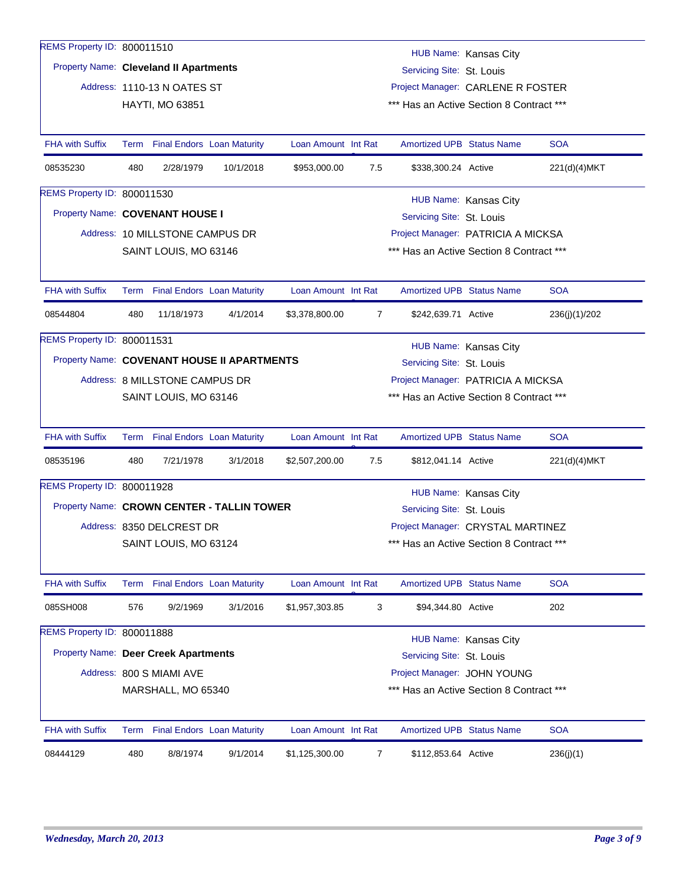REMS Property ID: 800011510

Property Name: **Cleveland II Apartments**

Address: 1110-13 N OATES ST
HAYTI, MO 63851

HUB Name: Kansas City
Servicing Site: St. Louis
Project Manager: CARLENE R FOSTER
*** Has an Active Section 8 Contract ***

| FHA with Suffix | Term | Final Endors | Loan Maturity | Loan Amount | Int Rate | Amortized UPB | Status Name | SOA |
|---|---|---|---|---|---|---|---|---|
| 08535230 | 480 | 2/28/1979 | 10/1/2018 | $953,000.00 | 7.5 | $338,300.24 | Active | 221(d)(4)MKT |

REMS Property ID: 800011530

Property Name: **COVENANT HOUSE I**

Address: 10 MILLSTONE CAMPUS DR
SAINT LOUIS, MO 63146

HUB Name: Kansas City
Servicing Site: St. Louis
Project Manager: PATRICIA A MICKSA
*** Has an Active Section 8 Contract ***

| FHA with Suffix | Term | Final Endors | Loan Maturity | Loan Amount | Int Rate | Amortized UPB | Status Name | SOA |
|---|---|---|---|---|---|---|---|---|
| 08544804 | 480 | 11/18/1973 | 4/1/2014 | $3,378,800.00 | 7 | $242,639.71 | Active | 236(j)(1)/202 |

REMS Property ID: 800011531

Property Name: **COVENANT HOUSE II APARTMENTS**

Address: 8 MILLSTONE CAMPUS DR
SAINT LOUIS, MO 63146

HUB Name: Kansas City
Servicing Site: St. Louis
Project Manager: PATRICIA A MICKSA
*** Has an Active Section 8 Contract ***

| FHA with Suffix | Term | Final Endors | Loan Maturity | Loan Amount | Int Rate | Amortized UPB | Status Name | SOA |
|---|---|---|---|---|---|---|---|---|
| 08535196 | 480 | 7/21/1978 | 3/1/2018 | $2,507,200.00 | 7.5 | $812,041.14 | Active | 221(d)(4)MKT |

REMS Property ID: 800011928

Property Name: **CROWN CENTER - TALLIN TOWER**

Address: 8350 DELCREST DR
SAINT LOUIS, MO 63124

HUB Name: Kansas City
Servicing Site: St. Louis
Project Manager: CRYSTAL MARTINEZ
*** Has an Active Section 8 Contract ***

| FHA with Suffix | Term | Final Endors | Loan Maturity | Loan Amount | Int Rate | Amortized UPB | Status Name | SOA |
|---|---|---|---|---|---|---|---|---|
| 085SH008 | 576 | 9/2/1969 | 3/1/2016 | $1,957,303.85 | 3 | $94,344.80 | Active | 202 |

REMS Property ID: 800011888

Property Name: **Deer Creek Apartments**

Address: 800 S MIAMI AVE
MARSHALL, MO 65340

HUB Name: Kansas City
Servicing Site: St. Louis
Project Manager: JOHN YOUNG
*** Has an Active Section 8 Contract ***

| FHA with Suffix | Term | Final Endors | Loan Maturity | Loan Amount | Int Rate | Amortized UPB | Status Name | SOA |
|---|---|---|---|---|---|---|---|---|
| 08444129 | 480 | 8/8/1974 | 9/1/2014 | $1,125,300.00 | 7 | $112,853.64 | Active | 236(j)(1) |

*Wednesday, March 20, 2013*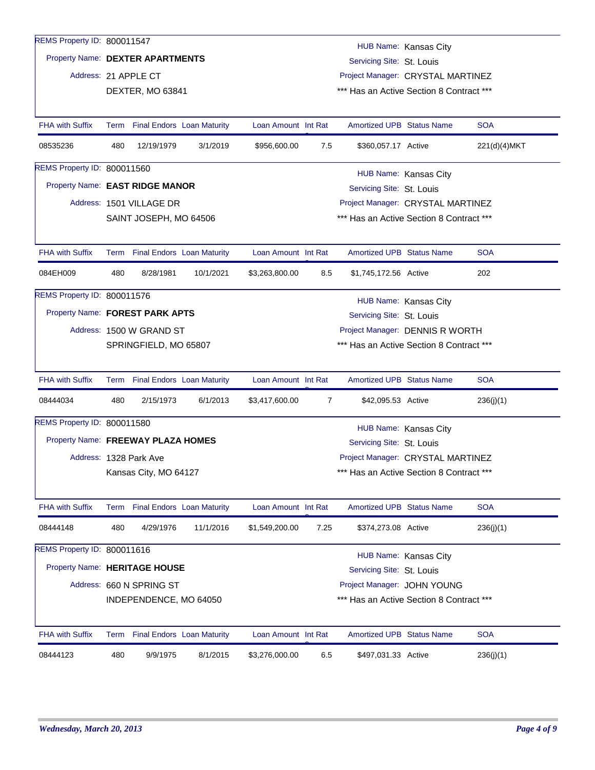REMS Property ID: 800011547

Property Name: **DEXTER APARTMENTS**

Address: 21 APPLE CT
DEXTER, MO 63841

HUB Name: Kansas City
Servicing Site: St. Louis
Project Manager: CRYSTAL MARTINEZ
*** Has an Active Section 8 Contract ***

| FHA with Suffix | Term | Final Endors | Loan Maturity | Loan Amount | Int Rate | Amortized UPB | Status Name | SOA |
|---|---|---|---|---|---|---|---|---|
| 08535236 | 480 | 12/19/1979 | 3/1/2019 | $956,600.00 | 7.5 | $360,057.17 | Active | 221(d)(4)MKT |

REMS Property ID: 800011560

Property Name: **EAST RIDGE MANOR**

Address: 1501 VILLAGE DR
SAINT JOSEPH, MO 64506

HUB Name: Kansas City
Servicing Site: St. Louis
Project Manager: CRYSTAL MARTINEZ
*** Has an Active Section 8 Contract ***

| FHA with Suffix | Term | Final Endors | Loan Maturity | Loan Amount | Int Rate | Amortized UPB | Status Name | SOA |
|---|---|---|---|---|---|---|---|---|
| 084EH009 | 480 | 8/28/1981 | 10/1/2021 | $3,263,800.00 | 8.5 | $1,745,172.56 | Active | 202 |

REMS Property ID: 800011576

Property Name: **FOREST PARK APTS**

Address: 1500 W GRAND ST
SPRINGFIELD, MO 65807

HUB Name: Kansas City
Servicing Site: St. Louis
Project Manager: DENNIS R WORTH
*** Has an Active Section 8 Contract ***

| FHA with Suffix | Term | Final Endors | Loan Maturity | Loan Amount | Int Rate | Amortized UPB | Status Name | SOA |
|---|---|---|---|---|---|---|---|---|
| 08444034 | 480 | 2/15/1973 | 6/1/2013 | $3,417,600.00 | 7 | $42,095.53 | Active | 236(j)(1) |

REMS Property ID: 800011580

Property Name: **FREEWAY PLAZA HOMES**

Address: 1328 Park Ave
Kansas City, MO 64127

HUB Name: Kansas City
Servicing Site: St. Louis
Project Manager: CRYSTAL MARTINEZ
*** Has an Active Section 8 Contract ***

| FHA with Suffix | Term | Final Endors | Loan Maturity | Loan Amount | Int Rate | Amortized UPB | Status Name | SOA |
|---|---|---|---|---|---|---|---|---|
| 08444148 | 480 | 4/29/1976 | 11/1/2016 | $1,549,200.00 | 7.25 | $374,273.08 | Active | 236(j)(1) |

REMS Property ID: 800011616

Property Name: **HERITAGE HOUSE**

Address: 660 N SPRING ST
INDEPENDENCE, MO 64050

HUB Name: Kansas City
Servicing Site: St. Louis
Project Manager: JOHN YOUNG
*** Has an Active Section 8 Contract ***

| FHA with Suffix | Term | Final Endors | Loan Maturity | Loan Amount | Int Rate | Amortized UPB | Status Name | SOA |
|---|---|---|---|---|---|---|---|---|
| 08444123 | 480 | 9/9/1975 | 8/1/2015 | $3,276,000.00 | 6.5 | $497,031.33 | Active | 236(j)(1) |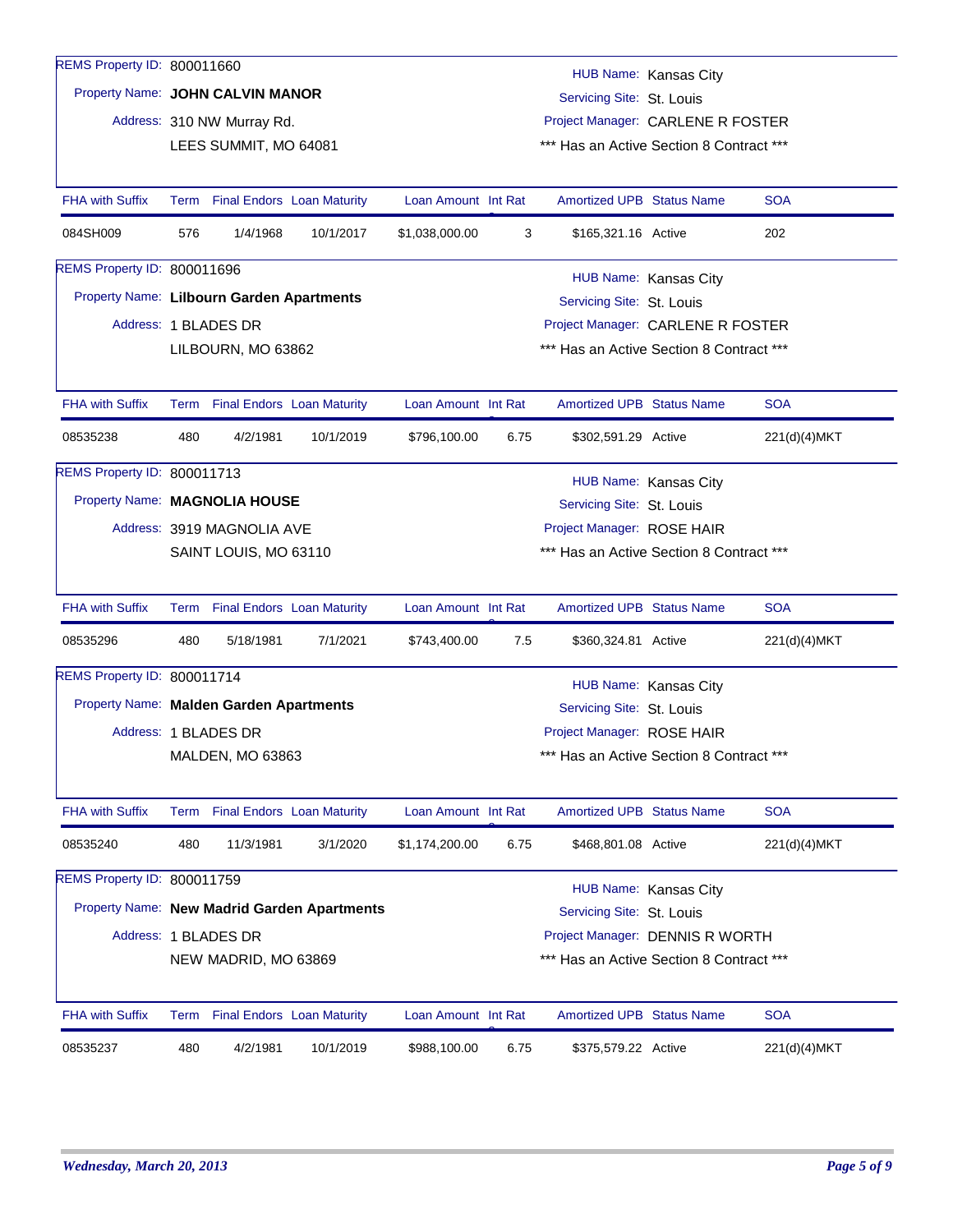REMS Property ID: 800011660

Property Name: **JOHN CALVIN MANOR**

Address: 310 NW Murray Rd.
LEES SUMMIT, MO 64081

HUB Name: Kansas City
Servicing Site: St. Louis
Project Manager: CARLENE R FOSTER
*** Has an Active Section 8 Contract ***

| FHA with Suffix | Term | Final Endors | Loan Maturity | Loan Amount | Int Rate | Amortized UPB | Status Name | SOA |
|---|---|---|---|---|---|---|---|---|
| 084SH009 | 576 | 1/4/1968 | 10/1/2017 | $1,038,000.00 | 3 | $165,321.16 | Active | 202 |

REMS Property ID: 800011696

Property Name: **Lilbourn Garden Apartments**

Address: 1 BLADES DR
LILBOURN, MO 63862

HUB Name: Kansas City
Servicing Site: St. Louis
Project Manager: CARLENE R FOSTER
*** Has an Active Section 8 Contract ***

| FHA with Suffix | Term | Final Endors | Loan Maturity | Loan Amount | Int Rate | Amortized UPB | Status Name | SOA |
|---|---|---|---|---|---|---|---|---|
| 08535238 | 480 | 4/2/1981 | 10/1/2019 | $796,100.00 | 6.75 | $302,591.29 | Active | 221(d)(4)MKT |

REMS Property ID: 800011713

Property Name: **MAGNOLIA HOUSE**

Address: 3919 MAGNOLIA AVE
SAINT LOUIS, MO 63110

HUB Name: Kansas City
Servicing Site: St. Louis
Project Manager: ROSE HAIR
*** Has an Active Section 8 Contract ***

| FHA with Suffix | Term | Final Endors | Loan Maturity | Loan Amount | Int Rate | Amortized UPB | Status Name | SOA |
|---|---|---|---|---|---|---|---|---|
| 08535296 | 480 | 5/18/1981 | 7/1/2021 | $743,400.00 | 7.5 | $360,324.81 | Active | 221(d)(4)MKT |

REMS Property ID: 800011714

Property Name: **Malden Garden Apartments**

Address: 1 BLADES DR
MALDEN, MO 63863

HUB Name: Kansas City
Servicing Site: St. Louis
Project Manager: ROSE HAIR
*** Has an Active Section 8 Contract ***

| FHA with Suffix | Term | Final Endors | Loan Maturity | Loan Amount | Int Rate | Amortized UPB | Status Name | SOA |
|---|---|---|---|---|---|---|---|---|
| 08535240 | 480 | 11/3/1981 | 3/1/2020 | $1,174,200.00 | 6.75 | $468,801.08 | Active | 221(d)(4)MKT |

REMS Property ID: 800011759

Property Name: **New Madrid Garden Apartments**

Address: 1 BLADES DR
NEW MADRID, MO 63869

HUB Name: Kansas City
Servicing Site: St. Louis
Project Manager: DENNIS R WORTH
*** Has an Active Section 8 Contract ***

| FHA with Suffix | Term | Final Endors | Loan Maturity | Loan Amount | Int Rate | Amortized UPB | Status Name | SOA |
|---|---|---|---|---|---|---|---|---|
| 08535237 | 480 | 4/2/1981 | 10/1/2019 | $988,100.00 | 6.75 | $375,579.22 | Active | 221(d)(4)MKT |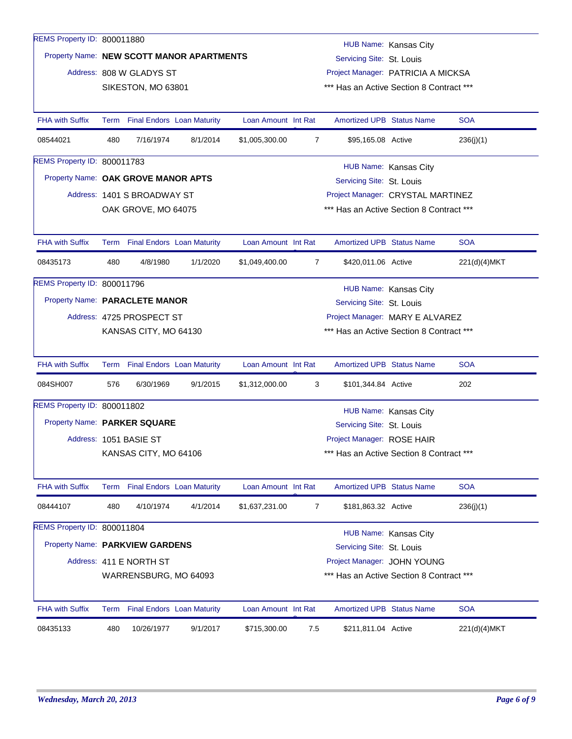REMS Property ID: 800011880

Property Name: **NEW SCOTT MANOR APARTMENTS**

Address: 808 W GLADYS ST
SIKESTON, MO 63801

HUB Name: Kansas City
Servicing Site: St. Louis
Project Manager: PATRICIA A MICKSA
*** Has an Active Section 8 Contract ***

| FHA with Suffix | Term | Final Endors | Loan Maturity | Loan Amount | Int Rate | Amortized UPB | Status Name | SOA |
|---|---|---|---|---|---|---|---|---|
| 08544021 | 480 | 7/16/1974 | 8/1/2014 | $1,005,300.00 | 7 | $95,165.08 | Active | 236(j)(1) |

REMS Property ID: 800011783

Property Name: **OAK GROVE MANOR APTS**

Address: 1401 S BROADWAY ST
OAK GROVE, MO 64075

HUB Name: Kansas City
Servicing Site: St. Louis
Project Manager: CRYSTAL MARTINEZ
*** Has an Active Section 8 Contract ***

| FHA with Suffix | Term | Final Endors | Loan Maturity | Loan Amount | Int Rate | Amortized UPB | Status Name | SOA |
|---|---|---|---|---|---|---|---|---|
| 08435173 | 480 | 4/8/1980 | 1/1/2020 | $1,049,400.00 | 7 | $420,011.06 | Active | 221(d)(4)MKT |

REMS Property ID: 800011796

Property Name: **PARACLETE MANOR**

Address: 4725 PROSPECT ST
KANSAS CITY, MO 64130

HUB Name: Kansas City
Servicing Site: St. Louis
Project Manager: MARY E ALVAREZ
*** Has an Active Section 8 Contract ***

| FHA with Suffix | Term | Final Endors | Loan Maturity | Loan Amount | Int Rate | Amortized UPB | Status Name | SOA |
|---|---|---|---|---|---|---|---|---|
| 084SH007 | 576 | 6/30/1969 | 9/1/2015 | $1,312,000.00 | 3 | $101,344.84 | Active | 202 |

REMS Property ID: 800011802

Property Name: **PARKER SQUARE**

Address: 1051 BASIE ST
KANSAS CITY, MO 64106

HUB Name: Kansas City
Servicing Site: St. Louis
Project Manager: ROSE HAIR
*** Has an Active Section 8 Contract ***

| FHA with Suffix | Term | Final Endors | Loan Maturity | Loan Amount | Int Rate | Amortized UPB | Status Name | SOA |
|---|---|---|---|---|---|---|---|---|
| 08444107 | 480 | 4/10/1974 | 4/1/2014 | $1,637,231.00 | 7 | $181,863.32 | Active | 236(j)(1) |

REMS Property ID: 800011804

Property Name: **PARKVIEW GARDENS**

Address: 411 E NORTH ST
WARRENSBURG, MO 64093

HUB Name: Kansas City
Servicing Site: St. Louis
Project Manager: JOHN YOUNG
*** Has an Active Section 8 Contract ***

| FHA with Suffix | Term | Final Endors | Loan Maturity | Loan Amount | Int Rate | Amortized UPB | Status Name | SOA |
|---|---|---|---|---|---|---|---|---|
| 08435133 | 480 | 10/26/1977 | 9/1/2017 | $715,300.00 | 7.5 | $211,811.04 | Active | 221(d)(4)MKT |

*Wednesday, March 20, 2013*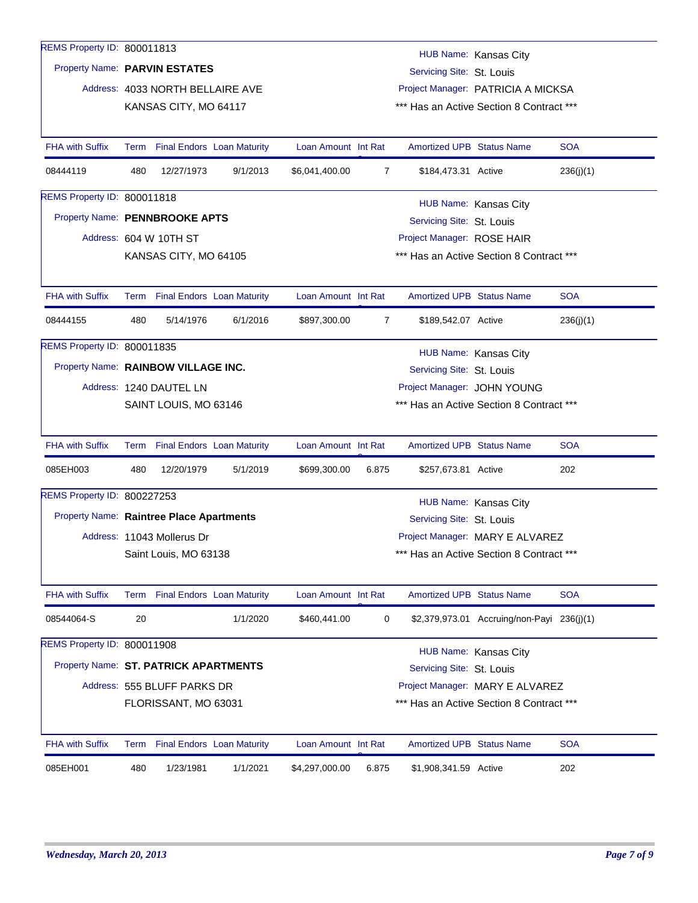REMS Property ID: 800011813

Property Name: **PARVIN ESTATES**

Address: 4033 NORTH BELLAIRE AVE
KANSAS CITY, MO 64117

HUB Name: Kansas City
Servicing Site: St. Louis
Project Manager: PATRICIA A MICKSA
*** Has an Active Section 8 Contract ***

| FHA with Suffix | Term | Final Endors | Loan Maturity | Loan Amount | Int Rat | Amortized UPB | Status Name | SOA |
|---|---|---|---|---|---|---|---|---|
| 08444119 | 480 | 12/27/1973 | 9/1/2013 | $6,041,400.00 | 7 | $184,473.31 | Active | 236(j)(1) |

REMS Property ID: 800011818

Property Name: **PENNBROOKE APTS**

Address: 604 W 10TH ST
KANSAS CITY, MO 64105

HUB Name: Kansas City
Servicing Site: St. Louis
Project Manager: ROSE HAIR
*** Has an Active Section 8 Contract ***

| FHA with Suffix | Term | Final Endors | Loan Maturity | Loan Amount | Int Rat | Amortized UPB | Status Name | SOA |
|---|---|---|---|---|---|---|---|---|
| 08444155 | 480 | 5/14/1976 | 6/1/2016 | $897,300.00 | 7 | $189,542.07 | Active | 236(j)(1) |

REMS Property ID: 800011835

Property Name: **RAINBOW VILLAGE INC.**

Address: 1240 DAUTEL LN
SAINT LOUIS, MO 63146

HUB Name: Kansas City
Servicing Site: St. Louis
Project Manager: JOHN YOUNG
*** Has an Active Section 8 Contract ***

| FHA with Suffix | Term | Final Endors | Loan Maturity | Loan Amount | Int Rat | Amortized UPB | Status Name | SOA |
|---|---|---|---|---|---|---|---|---|
| 085EH003 | 480 | 12/20/1979 | 5/1/2019 | $699,300.00 | 6.875 | $257,673.81 | Active | 202 |

REMS Property ID: 800227253

Property Name: **Raintree Place Apartments**

Address: 11043 Mollerus Dr
Saint Louis, MO 63138

HUB Name: Kansas City
Servicing Site: St. Louis
Project Manager: MARY E ALVAREZ
*** Has an Active Section 8 Contract ***

| FHA with Suffix | Term | Final Endors | Loan Maturity | Loan Amount | Int Rat | Amortized UPB | Status Name | SOA |
|---|---|---|---|---|---|---|---|---|
| 08544064-S | 20 | | 1/1/2020 | $460,441.00 | 0 | $2,379,973.01 | Accruing/non-Payi | 236(j)(1) |

REMS Property ID: 800011908

Property Name: **ST. PATRICK APARTMENTS**

Address: 555 BLUFF PARKS DR
FLORISSANT, MO 63031

HUB Name: Kansas City
Servicing Site: St. Louis
Project Manager: MARY E ALVAREZ
*** Has an Active Section 8 Contract ***

| FHA with Suffix | Term | Final Endors | Loan Maturity | Loan Amount | Int Rat | Amortized UPB | Status Name | SOA |
|---|---|---|---|---|---|---|---|---|
| 085EH001 | 480 | 1/23/1981 | 1/1/2021 | $4,297,000.00 | 6.875 | $1,908,341.59 | Active | 202 |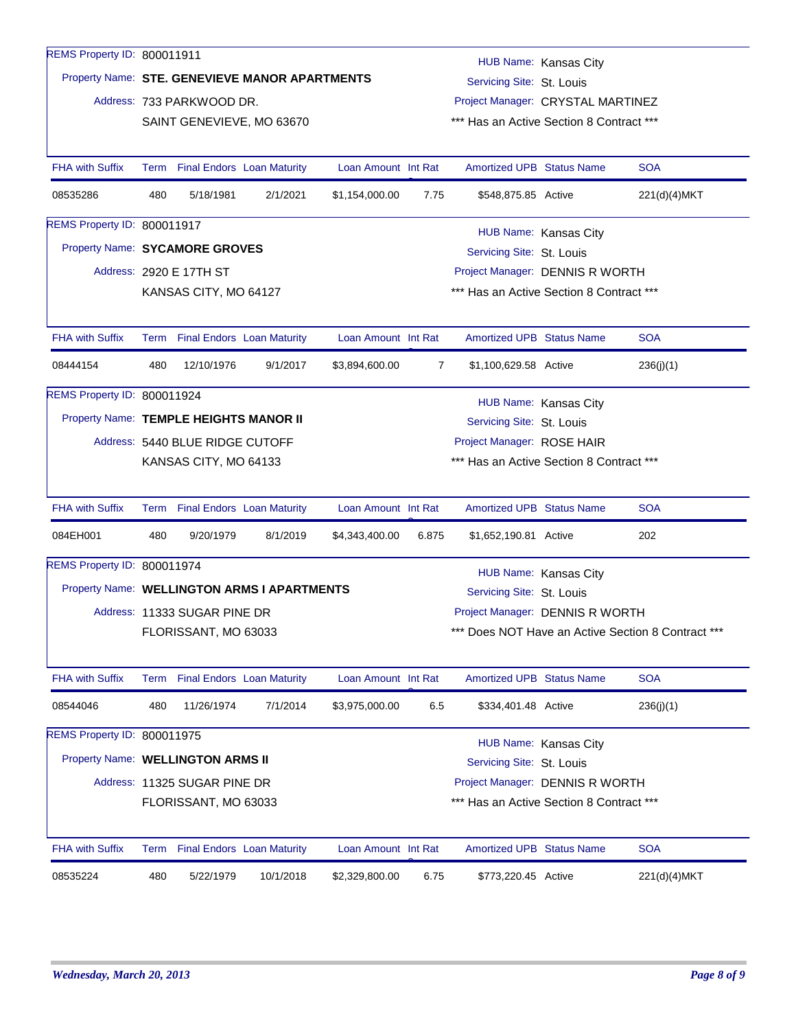REMS Property ID: 800011911

Property Name: **STE. GENEVIEVE MANOR APARTMENTS**

Address: 733 PARKWOOD DR.
SAINT GENEVIEVE, MO 63670

HUB Name: Kansas City
Servicing Site: St. Louis
Project Manager: CRYSTAL MARTINEZ
*** Has an Active Section 8 Contract ***

| FHA with Suffix | Term | Final Endors | Loan Maturity | Loan Amount | Int Rat | Amortized UPB | Status Name | SOA |
|---|---|---|---|---|---|---|---|---|
| 08535286 | 480 | 5/18/1981 | 2/1/2021 | $1,154,000.00 | 7.75 | $548,875.85 | Active | 221(d)(4)MKT |

REMS Property ID: 800011917

Property Name: **SYCAMORE GROVES**

Address: 2920 E 17TH ST
KANSAS CITY, MO 64127

HUB Name: Kansas City
Servicing Site: St. Louis
Project Manager: DENNIS R WORTH
*** Has an Active Section 8 Contract ***

| FHA with Suffix | Term | Final Endors | Loan Maturity | Loan Amount | Int Rat | Amortized UPB | Status Name | SOA |
|---|---|---|---|---|---|---|---|---|
| 08444154 | 480 | 12/10/1976 | 9/1/2017 | $3,894,600.00 | 7 | $1,100,629.58 | Active | 236(j)(1) |

REMS Property ID: 800011924

Property Name: **TEMPLE HEIGHTS MANOR II**

Address: 5440 BLUE RIDGE CUTOFF
KANSAS CITY, MO 64133

HUB Name: Kansas City
Servicing Site: St. Louis
Project Manager: ROSE HAIR
*** Has an Active Section 8 Contract ***

| FHA with Suffix | Term | Final Endors | Loan Maturity | Loan Amount | Int Rat | Amortized UPB | Status Name | SOA |
|---|---|---|---|---|---|---|---|---|
| 084EH001 | 480 | 9/20/1979 | 8/1/2019 | $4,343,400.00 | 6.875 | $1,652,190.81 | Active | 202 |

REMS Property ID: 800011974

Property Name: **WELLINGTON ARMS I APARTMENTS**

Address: 11333 SUGAR PINE DR
FLORISSANT, MO 63033

HUB Name: Kansas City
Servicing Site: St. Louis
Project Manager: DENNIS R WORTH
*** Does NOT Have an Active Section 8 Contract ***

| FHA with Suffix | Term | Final Endors | Loan Maturity | Loan Amount | Int Rat | Amortized UPB | Status Name | SOA |
|---|---|---|---|---|---|---|---|---|
| 08544046 | 480 | 11/26/1974 | 7/1/2014 | $3,975,000.00 | 6.5 | $334,401.48 | Active | 236(j)(1) |

REMS Property ID: 800011975

Property Name: **WELLINGTON ARMS II**

Address: 11325 SUGAR PINE DR
FLORISSANT, MO 63033

HUB Name: Kansas City
Servicing Site: St. Louis
Project Manager: DENNIS R WORTH
*** Has an Active Section 8 Contract ***

| FHA with Suffix | Term | Final Endors | Loan Maturity | Loan Amount | Int Rat | Amortized UPB | Status Name | SOA |
|---|---|---|---|---|---|---|---|---|
| 08535224 | 480 | 5/22/1979 | 10/1/2018 | $2,329,800.00 | 6.75 | $773,220.45 | Active | 221(d)(4)MKT |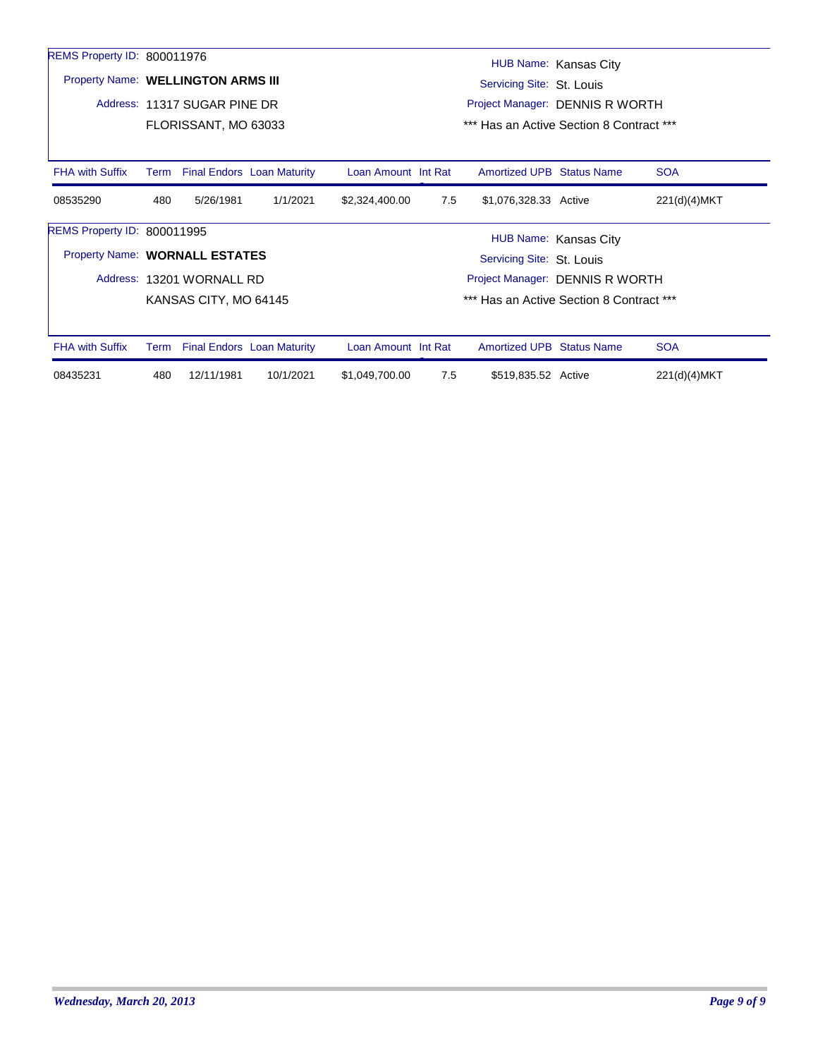REMS Property ID: 800011976

Property Name: **WELLINGTON ARMS III**

Address: 11317 SUGAR PINE DR

FLORISSANT, MO 63033

HUB Name: Kansas City

Servicing Site: St. Louis

Project Manager: DENNIS R WORTH

*** Has an Active Section 8 Contract ***

| FHA with Suffix | Term | Final Endors | Loan Maturity | Loan Amount | Int Rate | Amortized UPB | Status Name | SOA |
|---|---|---|---|---|---|---|---|---|
| 08535290 | 480 | 5/26/1981 | 1/1/2021 | $2,324,400.00 | 7.5 | $1,076,328.33 | Active | 221(d)(4)MKT |

REMS Property ID: 800011995

Property Name: **WORNALL ESTATES**

Address: 13201 WORNALL RD

KANSAS CITY, MO 64145

HUB Name: Kansas City

Servicing Site: St. Louis

Project Manager: DENNIS R WORTH

*** Has an Active Section 8 Contract ***

| FHA with Suffix | Term | Final Endors | Loan Maturity | Loan Amount | Int Rate | Amortized UPB | Status Name | SOA |
|---|---|---|---|---|---|---|---|---|
| 08435231 | 480 | 12/11/1981 | 10/1/2021 | $1,049,700.00 | 7.5 | $519,835.52 | Active | 221(d)(4)MKT |